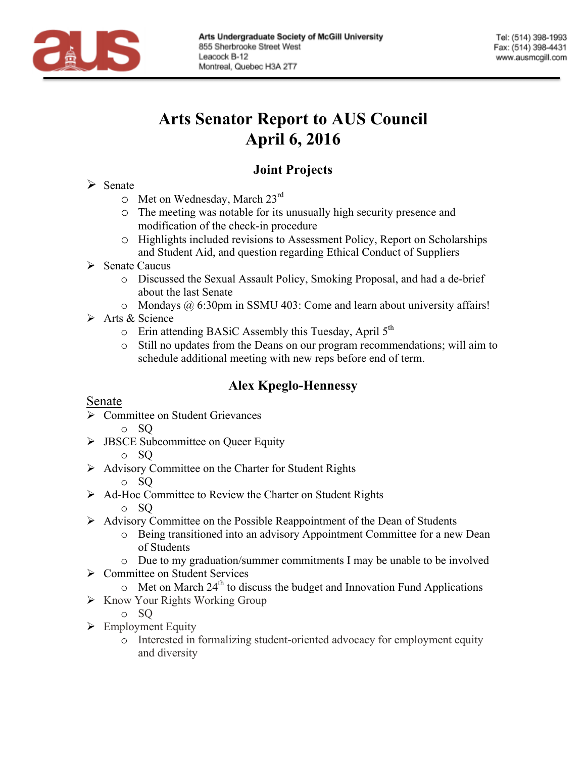Arts Undergraduate Society of McGill University
855 Sherbrooke Street West
Leacock B-12
Montreal, Quebec H3A 2T7

Tel: (514) 398-1993
Fax: (514) 398-4431
www.ausmcgill.com

# Arts Senator Report to AUS Council
# April 6, 2016

## Joint Projects

- Senate
  - Met on Wednesday, March 23rd
  - The meeting was notable for its unusually high security presence and modification of the check-in procedure
  - Highlights included revisions to Assessment Policy, Report on Scholarships and Student Aid, and question regarding Ethical Conduct of Suppliers
- Senate Caucus
  - Discussed the Sexual Assault Policy, Smoking Proposal, and had a de-brief about the last Senate
  - Mondays @ 6:30pm in SSMU 403: Come and learn about university affairs!
- Arts & Science
  - Erin attending BASiC Assembly this Tuesday, April 5th
  - Still no updates from the Deans on our program recommendations; will aim to schedule additional meeting with new reps before end of term.

## Alex Kpeglo-Hennessy

<u>Senate</u>

- Committee on Student Grievances
  - SQ
- JBSCE Subcommittee on Queer Equity
  - SQ
- Advisory Committee on the Charter for Student Rights
  - SQ
- Ad-Hoc Committee to Review the Charter on Student Rights
  - SQ
- Advisory Committee on the Possible Reappointment of the Dean of Students
  - Being transitioned into an advisory Appointment Committee for a new Dean of Students
  - Due to my graduation/summer commitments I may be unable to be involved
- Committee on Student Services
  - Met on March 24th to discuss the budget and Innovation Fund Applications
- Know Your Rights Working Group
  - SQ
- Employment Equity
  - Interested in formalizing student-oriented advocacy for employment equity and diversity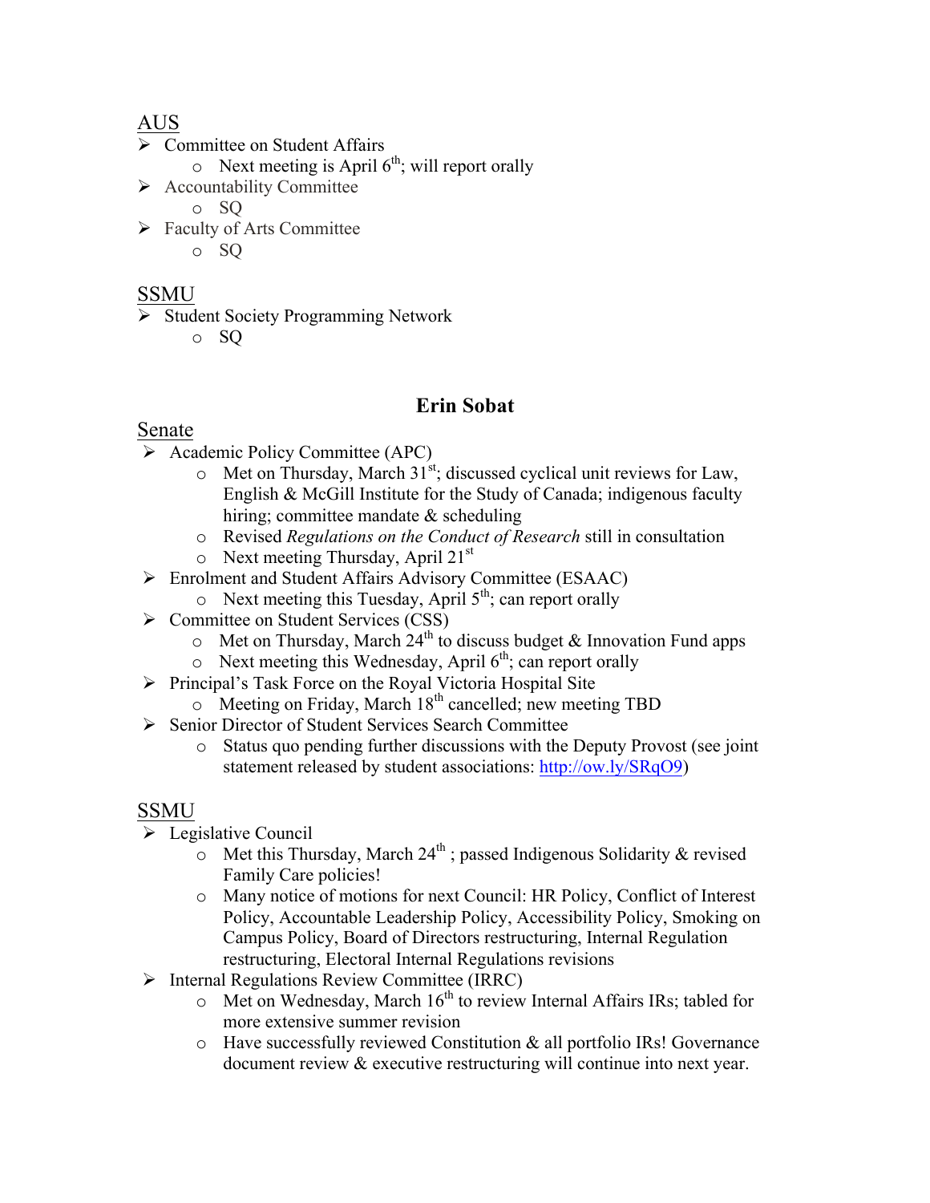## AUS

- Committee on Student Affairs
  - Next meeting is April 6th; will report orally
- Accountability Committee
  - SQ
- Faculty of Arts Committee
  - SQ

## SSMU

- Student Society Programming Network
  - SQ

# Erin Sobat

## Senate

- Academic Policy Committee (APC)
  - Met on Thursday, March 31st; discussed cyclical unit reviews for Law, English & McGill Institute for the Study of Canada; indigenous faculty hiring; committee mandate & scheduling
  - Revised *Regulations on the Conduct of Research* still in consultation
  - Next meeting Thursday, April 21st
- Enrolment and Student Affairs Advisory Committee (ESAAC)
  - Next meeting this Tuesday, April 5th; can report orally
- Committee on Student Services (CSS)
  - Met on Thursday, March 24th to discuss budget & Innovation Fund apps
  - Next meeting this Wednesday, April 6th; can report orally
- Principal's Task Force on the Royal Victoria Hospital Site
  - Meeting on Friday, March 18th cancelled; new meeting TBD
- Senior Director of Student Services Search Committee
  - Status quo pending further discussions with the Deputy Provost (see joint statement released by student associations: http://ow.ly/SRqO9)

## SSMU

- Legislative Council
  - Met this Thursday, March 24th ; passed Indigenous Solidarity & revised Family Care policies!
  - Many notice of motions for next Council: HR Policy, Conflict of Interest Policy, Accountable Leadership Policy, Accessibility Policy, Smoking on Campus Policy, Board of Directors restructuring, Internal Regulation restructuring, Electoral Internal Regulations revisions
- Internal Regulations Review Committee (IRRC)
  - Met on Wednesday, March 16th to review Internal Affairs IRs; tabled for more extensive summer revision
  - Have successfully reviewed Constitution & all portfolio IRs! Governance document review & executive restructuring will continue into next year.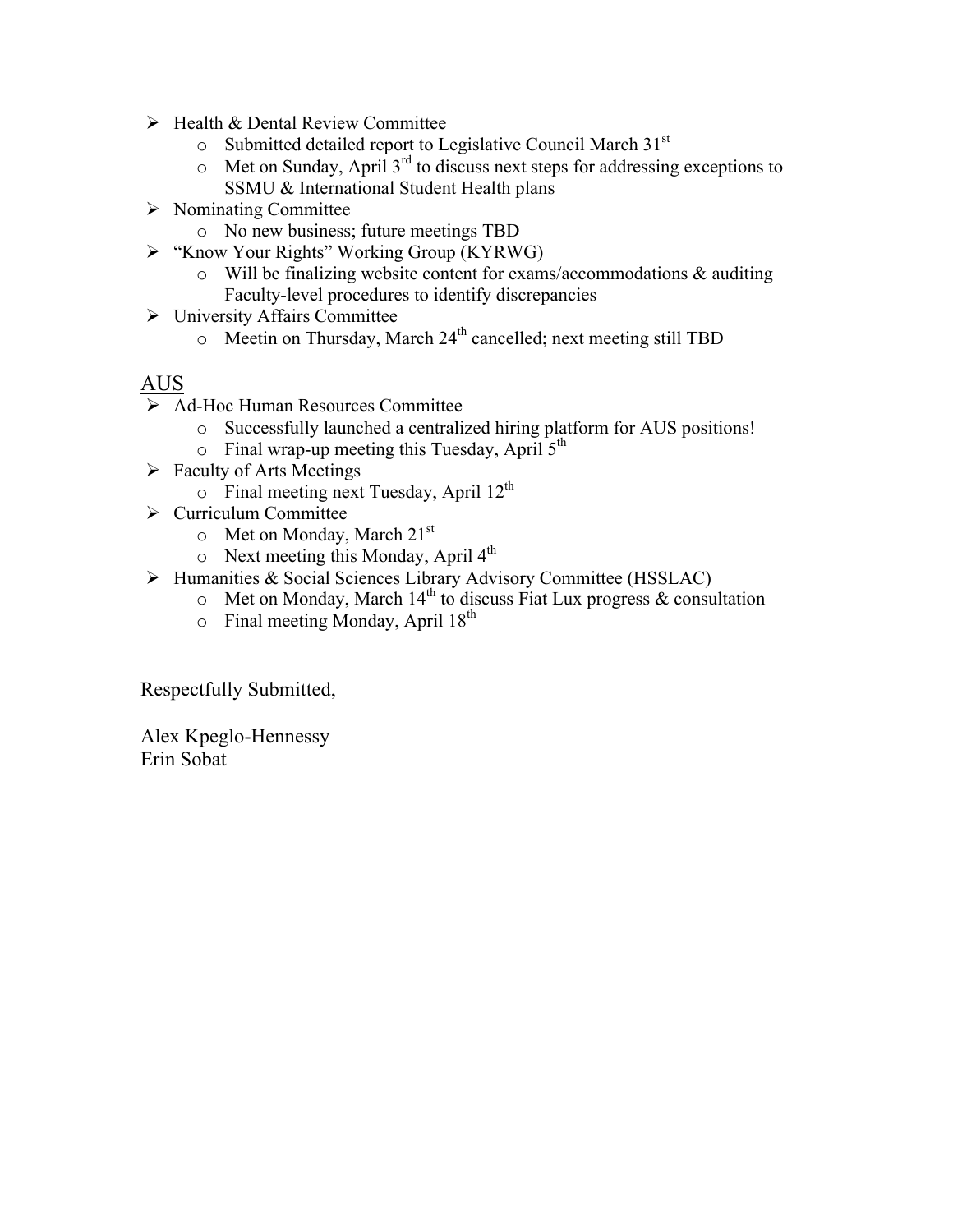- Health & Dental Review Committee
    - Submitted detailed report to Legislative Council March 31st
    - Met on Sunday, April 3rd to discuss next steps for addressing exceptions to SSMU & International Student Health plans
- Nominating Committee
    - No new business; future meetings TBD
- "Know Your Rights" Working Group (KYRWG)
    - Will be finalizing website content for exams/accommodations & auditing Faculty-level procedures to identify discrepancies
- University Affairs Committee
    - Meetin on Thursday, March 24th cancelled; next meeting still TBD

## AUS

- Ad-Hoc Human Resources Committee
    - Successfully launched a centralized hiring platform for AUS positions!
    - Final wrap-up meeting this Tuesday, April 5th
- Faculty of Arts Meetings
    - Final meeting next Tuesday, April 12th
- Curriculum Committee
    - Met on Monday, March 21st
    - Next meeting this Monday, April 4th
- Humanities & Social Sciences Library Advisory Committee (HSSLAC)
    - Met on Monday, March 14th to discuss Fiat Lux progress & consultation
    - Final meeting Monday, April 18th

Respectfully Submitted,

Alex Kpeglo-Hennessy
Erin Sobat